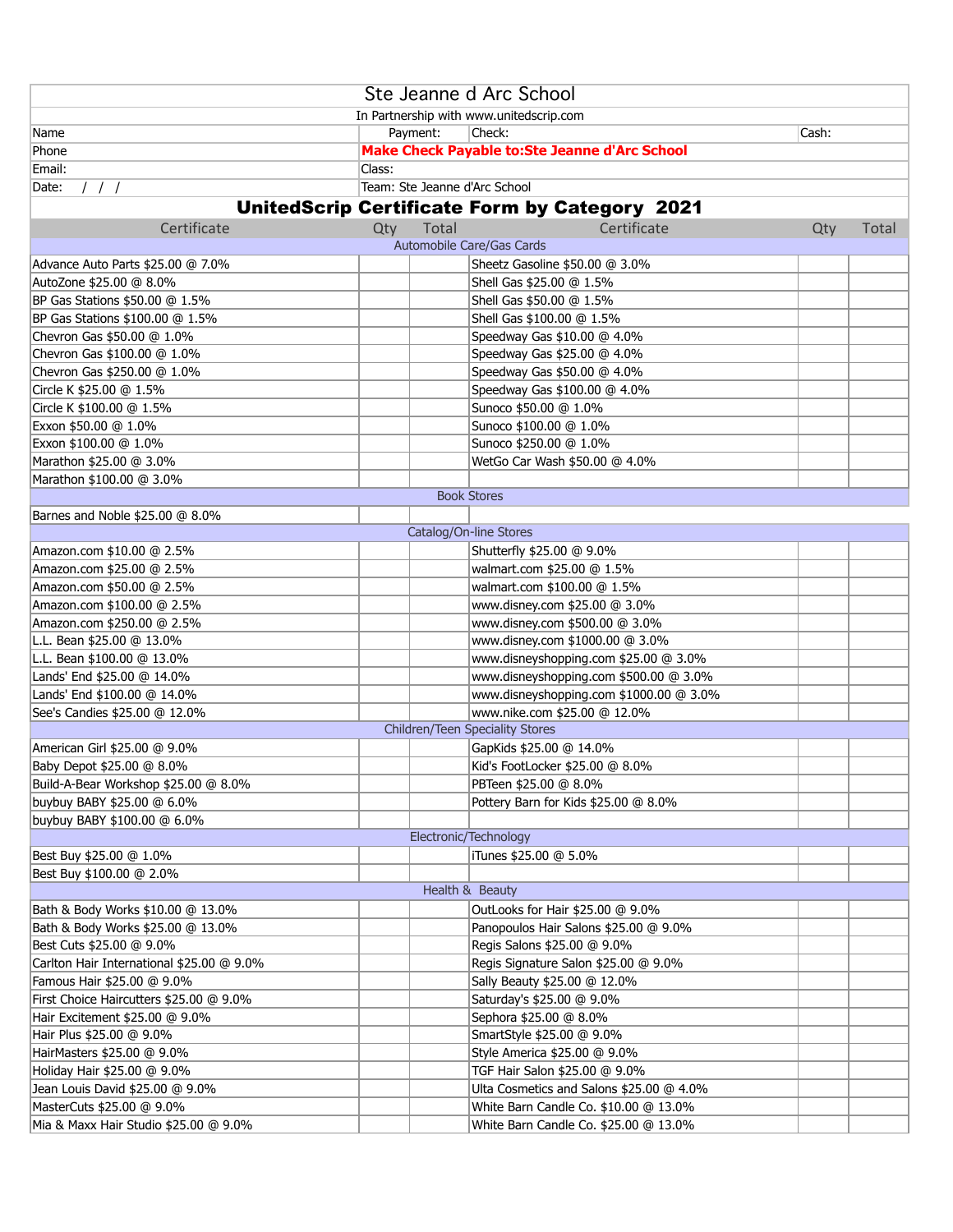# Ste Jeanne d Arc School

In Partnership with www.unitedscrip.com

| | | | |
|---|---|---|---|
| Name | Payment: | Check: | Cash: |
| Phone | **Make Check Payable to:Ste Jeanne d'Arc School** | | |
| Email: | Class: | | |
| Date: / / / | Team: Ste Jeanne d'Arc School | | |

## UnitedScrip Certificate Form by Category 2021

| Certificate | Qty | Total | Certificate | Qty | Total |
|---|---|---|---|---|---|
| **Automobile Care/Gas Cards** | | | | | |
| Advance Auto Parts $25.00 @ 7.0% | | | Sheetz Gasoline $50.00 @ 3.0% | | |
| AutoZone $25.00 @ 8.0% | | | Shell Gas $25.00 @ 1.5% | | |
| BP Gas Stations $50.00 @ 1.5% | | | Shell Gas $50.00 @ 1.5% | | |
| BP Gas Stations $100.00 @ 1.5% | | | Shell Gas $100.00 @ 1.5% | | |
| Chevron Gas $50.00 @ 1.0% | | | Speedway Gas $10.00 @ 4.0% | | |
| Chevron Gas $100.00 @ 1.0% | | | Speedway Gas $25.00 @ 4.0% | | |
| Chevron Gas $250.00 @ 1.0% | | | Speedway Gas $50.00 @ 4.0% | | |
| Circle K $25.00 @ 1.5% | | | Speedway Gas $100.00 @ 4.0% | | |
| Circle K $100.00 @ 1.5% | | | Sunoco $50.00 @ 1.0% | | |
| Exxon $50.00 @ 1.0% | | | Sunoco $100.00 @ 1.0% | | |
| Exxon $100.00 @ 1.0% | | | Sunoco $250.00 @ 1.0% | | |
| Marathon $25.00 @ 3.0% | | | WetGo Car Wash $50.00 @ 4.0% | | |
| Marathon $100.00 @ 3.0% | | | | | |
| **Book Stores** | | | | | |
| Barnes and Noble $25.00 @ 8.0% | | | | | |
| **Catalog/On-line Stores** | | | | | |
| Amazon.com $10.00 @ 2.5% | | | Shutterfly $25.00 @ 9.0% | | |
| Amazon.com $25.00 @ 2.5% | | | walmart.com $25.00 @ 1.5% | | |
| Amazon.com $50.00 @ 2.5% | | | walmart.com $100.00 @ 1.5% | | |
| Amazon.com $100.00 @ 2.5% | | | www.disney.com $25.00 @ 3.0% | | |
| Amazon.com $250.00 @ 2.5% | | | www.disney.com $500.00 @ 3.0% | | |
| L.L. Bean $25.00 @ 13.0% | | | www.disney.com $1000.00 @ 3.0% | | |
| L.L. Bean $100.00 @ 13.0% | | | www.disneyshopping.com $25.00 @ 3.0% | | |
| Lands' End $25.00 @ 14.0% | | | www.disneyshopping.com $500.00 @ 3.0% | | |
| Lands' End $100.00 @ 14.0% | | | www.disneyshopping.com $1000.00 @ 3.0% | | |
| See's Candies $25.00 @ 12.0% | | | www.nike.com $25.00 @ 12.0% | | |
| **Children/Teen Speciality Stores** | | | | | |
| American Girl $25.00 @ 9.0% | | | GapKids $25.00 @ 14.0% | | |
| Baby Depot $25.00 @ 8.0% | | | Kid's FootLocker $25.00 @ 8.0% | | |
| Build-A-Bear Workshop $25.00 @ 8.0% | | | PBTeen $25.00 @ 8.0% | | |
| buybuy BABY $25.00 @ 6.0% | | | Pottery Barn for Kids $25.00 @ 8.0% | | |
| buybuy BABY $100.00 @ 6.0% | | | | | |
| **Electronic/Technology** | | | | | |
| Best Buy $25.00 @ 1.0% | | | iTunes $25.00 @ 5.0% | | |
| Best Buy $100.00 @ 2.0% | | | | | |
| **Health & Beauty** | | | | | |
| Bath & Body Works $10.00 @ 13.0% | | | OutLooks for Hair $25.00 @ 9.0% | | |
| Bath & Body Works $25.00 @ 13.0% | | | Panopoulos Hair Salons $25.00 @ 9.0% | | |
| Best Cuts $25.00 @ 9.0% | | | Regis Salons $25.00 @ 9.0% | | |
| Carlton Hair International $25.00 @ 9.0% | | | Regis Signature Salon $25.00 @ 9.0% | | |
| Famous Hair $25.00 @ 9.0% | | | Sally Beauty $25.00 @ 12.0% | | |
| First Choice Haircutters $25.00 @ 9.0% | | | Saturday's $25.00 @ 9.0% | | |
| Hair Excitement $25.00 @ 9.0% | | | Sephora $25.00 @ 8.0% | | |
| Hair Plus $25.00 @ 9.0% | | | SmartStyle $25.00 @ 9.0% | | |
| HairMasters $25.00 @ 9.0% | | | Style America $25.00 @ 9.0% | | |
| Holiday Hair $25.00 @ 9.0% | | | TGF Hair Salon $25.00 @ 9.0% | | |
| Jean Louis David $25.00 @ 9.0% | | | Ulta Cosmetics and Salons $25.00 @ 4.0% | | |
| MasterCuts $25.00 @ 9.0% | | | White Barn Candle Co. $10.00 @ 13.0% | | |
| Mia & Maxx Hair Studio $25.00 @ 9.0% | | | White Barn Candle Co. $25.00 @ 13.0% | | |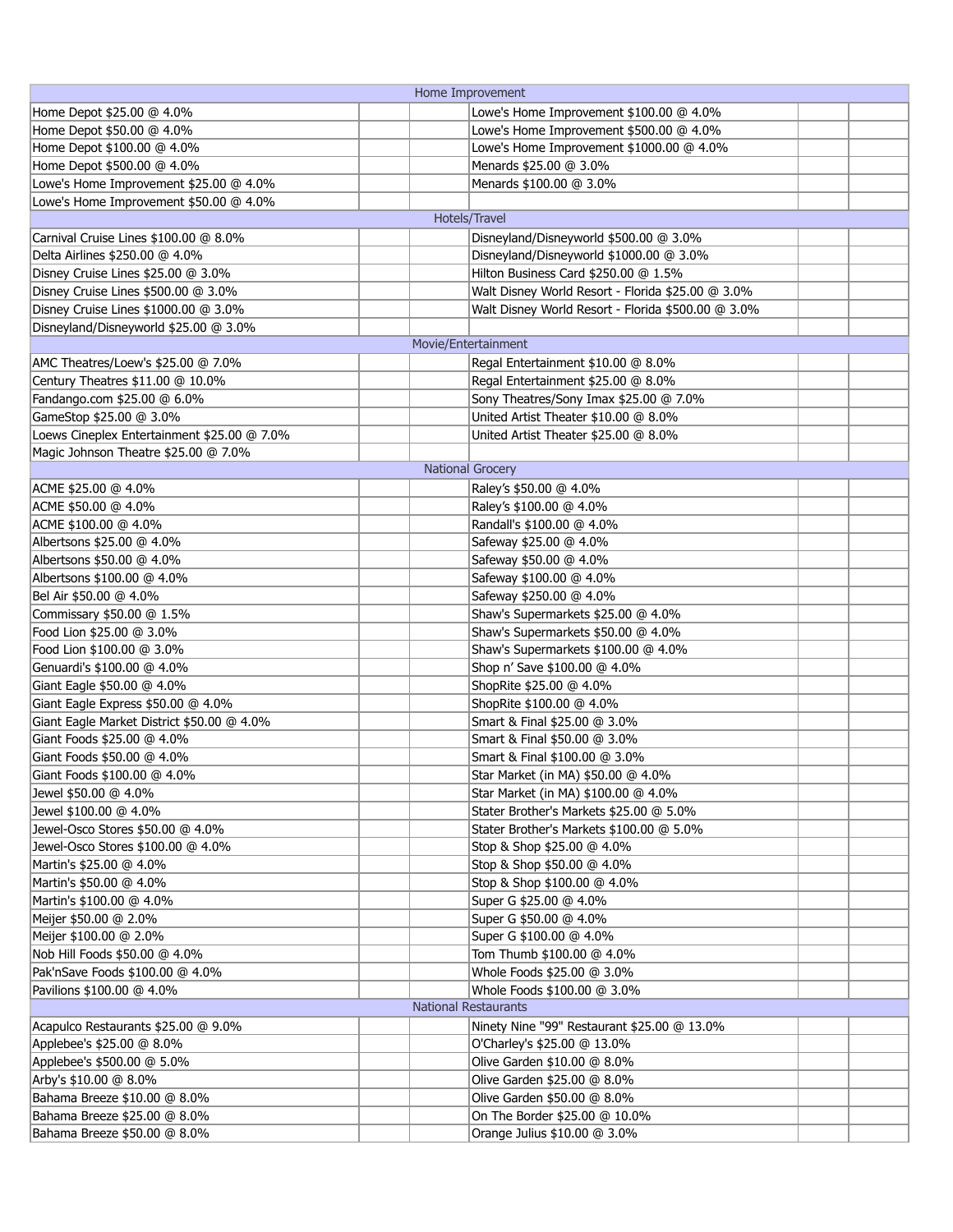| Home Improvement | | | | | |
|---|---|---|---|---|---|
| Home Depot $25.00 @ 4.0% | | | Lowe's Home Improvement $100.00 @ 4.0% | | |
| Home Depot $50.00 @ 4.0% | | | Lowe's Home Improvement $500.00 @ 4.0% | | |
| Home Depot $100.00 @ 4.0% | | | Lowe's Home Improvement $1000.00 @ 4.0% | | |
| Home Depot $500.00 @ 4.0% | | | Menards $25.00 @ 3.0% | | |
| Lowe's Home Improvement $25.00 @ 4.0% | | | Menards $100.00 @ 3.0% | | |
| Lowe's Home Improvement $50.00 @ 4.0% | | | | | |
| **Hotels/Travel** | | | | | |
| Carnival Cruise Lines $100.00 @ 8.0% | | | Disneyland/Disneyworld $500.00 @ 3.0% | | |
| Delta Airlines $250.00 @ 4.0% | | | Disneyland/Disneyworld $1000.00 @ 3.0% | | |
| Disney Cruise Lines $25.00 @ 3.0% | | | Hilton Business Card $250.00 @ 1.5% | | |
| Disney Cruise Lines $500.00 @ 3.0% | | | Walt Disney World Resort - Florida $25.00 @ 3.0% | | |
| Disney Cruise Lines $1000.00 @ 3.0% | | | Walt Disney World Resort - Florida $500.00 @ 3.0% | | |
| Disneyland/Disneyworld $25.00 @ 3.0% | | | | | |
| **Movie/Entertainment** | | | | | |
| AMC Theatres/Loew's $25.00 @ 7.0% | | | Regal Entertainment $10.00 @ 8.0% | | |
| Century Theatres $11.00 @ 10.0% | | | Regal Entertainment $25.00 @ 8.0% | | |
| Fandango.com $25.00 @ 6.0% | | | Sony Theatres/Sony Imax $25.00 @ 7.0% | | |
| GameStop $25.00 @ 3.0% | | | United Artist Theater $10.00 @ 8.0% | | |
| Loews Cineplex Entertainment $25.00 @ 7.0% | | | United Artist Theater $25.00 @ 8.0% | | |
| Magic Johnson Theatre $25.00 @ 7.0% | | | | | |
| **National Grocery** | | | | | |
| ACME $25.00 @ 4.0% | | | Raley's $50.00 @ 4.0% | | |
| ACME $50.00 @ 4.0% | | | Raley's $100.00 @ 4.0% | | |
| ACME $100.00 @ 4.0% | | | Randall's $100.00 @ 4.0% | | |
| Albertsons $25.00 @ 4.0% | | | Safeway $25.00 @ 4.0% | | |
| Albertsons $50.00 @ 4.0% | | | Safeway $50.00 @ 4.0% | | |
| Albertsons $100.00 @ 4.0% | | | Safeway $100.00 @ 4.0% | | |
| Bel Air $50.00 @ 4.0% | | | Safeway $250.00 @ 4.0% | | |
| Commissary $50.00 @ 1.5% | | | Shaw's Supermarkets $25.00 @ 4.0% | | |
| Food Lion $25.00 @ 3.0% | | | Shaw's Supermarkets $50.00 @ 4.0% | | |
| Food Lion $100.00 @ 3.0% | | | Shaw's Supermarkets $100.00 @ 4.0% | | |
| Genuardi's $100.00 @ 4.0% | | | Shop n' Save $100.00 @ 4.0% | | |
| Giant Eagle $50.00 @ 4.0% | | | ShopRite $25.00 @ 4.0% | | |
| Giant Eagle Express $50.00 @ 4.0% | | | ShopRite $100.00 @ 4.0% | | |
| Giant Eagle Market District $50.00 @ 4.0% | | | Smart & Final $25.00 @ 3.0% | | |
| Giant Foods $25.00 @ 4.0% | | | Smart & Final $50.00 @ 3.0% | | |
| Giant Foods $50.00 @ 4.0% | | | Smart & Final $100.00 @ 3.0% | | |
| Giant Foods $100.00 @ 4.0% | | | Star Market (in MA) $50.00 @ 4.0% | | |
| Jewel $50.00 @ 4.0% | | | Star Market (in MA) $100.00 @ 4.0% | | |
| Jewel $100.00 @ 4.0% | | | Stater Brother's Markets $25.00 @ 5.0% | | |
| Jewel-Osco Stores $50.00 @ 4.0% | | | Stater Brother's Markets $100.00 @ 5.0% | | |
| Jewel-Osco Stores $100.00 @ 4.0% | | | Stop & Shop $25.00 @ 4.0% | | |
| Martin's $25.00 @ 4.0% | | | Stop & Shop $50.00 @ 4.0% | | |
| Martin's $50.00 @ 4.0% | | | Stop & Shop $100.00 @ 4.0% | | |
| Martin's $100.00 @ 4.0% | | | Super G $25.00 @ 4.0% | | |
| Meijer $50.00 @ 2.0% | | | Super G $50.00 @ 4.0% | | |
| Meijer $100.00 @ 2.0% | | | Super G $100.00 @ 4.0% | | |
| Nob Hill Foods $50.00 @ 4.0% | | | Tom Thumb $100.00 @ 4.0% | | |
| Pak'nSave Foods $100.00 @ 4.0% | | | Whole Foods $25.00 @ 3.0% | | |
| Pavilions $100.00 @ 4.0% | | | Whole Foods $100.00 @ 3.0% | | |
| **National Restaurants** | | | | | |
| Acapulco Restaurants $25.00 @ 9.0% | | | Ninety Nine "99" Restaurant $25.00 @ 13.0% | | |
| Applebee's $25.00 @ 8.0% | | | O'Charley's $25.00 @ 13.0% | | |
| Applebee's $500.00 @ 5.0% | | | Olive Garden $10.00 @ 8.0% | | |
| Arby's $10.00 @ 8.0% | | | Olive Garden $25.00 @ 8.0% | | |
| Bahama Breeze $10.00 @ 8.0% | | | Olive Garden $50.00 @ 8.0% | | |
| Bahama Breeze $25.00 @ 8.0% | | | On The Border $25.00 @ 10.0% | | |
| Bahama Breeze $50.00 @ 8.0% | | | Orange Julius $10.00 @ 3.0% | | |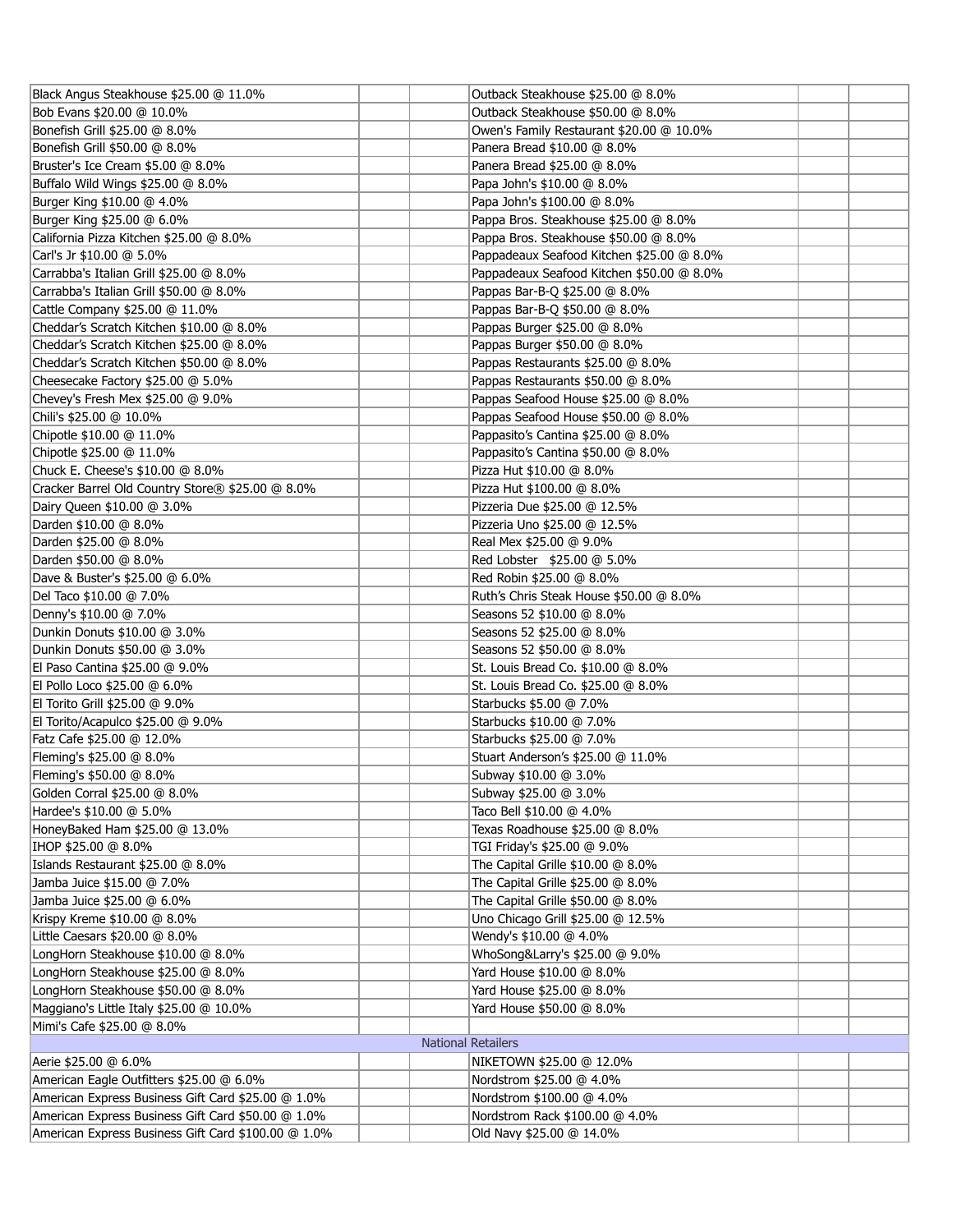| | | | | | |
|---|---|---|---|---|---|
| Black Angus Steakhouse $25.00 @ 11.0% | | | Outback Steakhouse $25.00 @ 8.0% | | |
| Bob Evans $20.00 @ 10.0% | | | Outback Steakhouse $50.00 @ 8.0% | | |
| Bonefish Grill $25.00 @ 8.0% | | | Owen's Family Restaurant $20.00 @ 10.0% | | |
| Bonefish Grill $50.00 @ 8.0% | | | Panera Bread $10.00 @ 8.0% | | |
| Bruster's Ice Cream $5.00 @ 8.0% | | | Panera Bread $25.00 @ 8.0% | | |
| Buffalo Wild Wings $25.00 @ 8.0% | | | Papa John's $10.00 @ 8.0% | | |
| Burger King $10.00 @ 4.0% | | | Papa John's $100.00 @ 8.0% | | |
| Burger King $25.00 @ 6.0% | | | Pappa Bros. Steakhouse $25.00 @ 8.0% | | |
| California Pizza Kitchen $25.00 @ 8.0% | | | Pappa Bros. Steakhouse $50.00 @ 8.0% | | |
| Carl's Jr $10.00 @ 5.0% | | | Pappadeaux Seafood Kitchen $25.00 @ 8.0% | | |
| Carrabba's Italian Grill $25.00 @ 8.0% | | | Pappadeaux Seafood Kitchen $50.00 @ 8.0% | | |
| Carrabba's Italian Grill $50.00 @ 8.0% | | | Pappas Bar-B-Q $25.00 @ 8.0% | | |
| Cattle Company $25.00 @ 11.0% | | | Pappas Bar-B-Q $50.00 @ 8.0% | | |
| Cheddar's Scratch Kitchen $10.00 @ 8.0% | | | Pappas Burger $25.00 @ 8.0% | | |
| Cheddar's Scratch Kitchen $25.00 @ 8.0% | | | Pappas Burger $50.00 @ 8.0% | | |
| Cheddar's Scratch Kitchen $50.00 @ 8.0% | | | Pappas Restaurants $25.00 @ 8.0% | | |
| Cheesecake Factory $25.00 @ 5.0% | | | Pappas Restaurants $50.00 @ 8.0% | | |
| Chevey's Fresh Mex $25.00 @ 9.0% | | | Pappas Seafood House $25.00 @ 8.0% | | |
| Chili's $25.00 @ 10.0% | | | Pappas Seafood House $50.00 @ 8.0% | | |
| Chipotle $10.00 @ 11.0% | | | Pappasito's Cantina $25.00 @ 8.0% | | |
| Chipotle $25.00 @ 11.0% | | | Pappasito's Cantina $50.00 @ 8.0% | | |
| Chuck E. Cheese's $10.00 @ 8.0% | | | Pizza Hut $10.00 @ 8.0% | | |
| Cracker Barrel Old Country Store® $25.00 @ 8.0% | | | Pizza Hut $100.00 @ 8.0% | | |
| Dairy Queen $10.00 @ 3.0% | | | Pizzeria Due $25.00 @ 12.5% | | |
| Darden $10.00 @ 8.0% | | | Pizzeria Uno $25.00 @ 12.5% | | |
| Darden $25.00 @ 8.0% | | | Real Mex $25.00 @ 9.0% | | |
| Darden $50.00 @ 8.0% | | | Red Lobster $25.00 @ 5.0% | | |
| Dave & Buster's $25.00 @ 6.0% | | | Red Robin $25.00 @ 8.0% | | |
| Del Taco $10.00 @ 7.0% | | | Ruth's Chris Steak House $50.00 @ 8.0% | | |
| Denny's $10.00 @ 7.0% | | | Seasons 52 $10.00 @ 8.0% | | |
| Dunkin Donuts $10.00 @ 3.0% | | | Seasons 52 $25.00 @ 8.0% | | |
| Dunkin Donuts $50.00 @ 3.0% | | | Seasons 52 $50.00 @ 8.0% | | |
| El Paso Cantina $25.00 @ 9.0% | | | St. Louis Bread Co. $10.00 @ 8.0% | | |
| El Pollo Loco $25.00 @ 6.0% | | | St. Louis Bread Co. $25.00 @ 8.0% | | |
| El Torito Grill $25.00 @ 9.0% | | | Starbucks $5.00 @ 7.0% | | |
| El Torito/Acapulco $25.00 @ 9.0% | | | Starbucks $10.00 @ 7.0% | | |
| Fatz Cafe $25.00 @ 12.0% | | | Starbucks $25.00 @ 7.0% | | |
| Fleming's $25.00 @ 8.0% | | | Stuart Anderson's $25.00 @ 11.0% | | |
| Fleming's $50.00 @ 8.0% | | | Subway $10.00 @ 3.0% | | |
| Golden Corral $25.00 @ 8.0% | | | Subway $25.00 @ 3.0% | | |
| Hardee's $10.00 @ 5.0% | | | Taco Bell $10.00 @ 4.0% | | |
| HoneyBaked Ham $25.00 @ 13.0% | | | Texas Roadhouse $25.00 @ 8.0% | | |
| IHOP $25.00 @ 8.0% | | | TGI Friday's $25.00 @ 9.0% | | |
| Islands Restaurant $25.00 @ 8.0% | | | The Capital Grille $10.00 @ 8.0% | | |
| Jamba Juice $15.00 @ 7.0% | | | The Capital Grille $25.00 @ 8.0% | | |
| Jamba Juice $25.00 @ 6.0% | | | The Capital Grille $50.00 @ 8.0% | | |
| Krispy Kreme $10.00 @ 8.0% | | | Uno Chicago Grill $25.00 @ 12.5% | | |
| Little Caesars $20.00 @ 8.0% | | | Wendy's $10.00 @ 4.0% | | |
| LongHorn Steakhouse $10.00 @ 8.0% | | | WhoSong&Larry's $25.00 @ 9.0% | | |
| LongHorn Steakhouse $25.00 @ 8.0% | | | Yard House $10.00 @ 8.0% | | |
| LongHorn Steakhouse $50.00 @ 8.0% | | | Yard House $25.00 @ 8.0% | | |
| Maggiano's Little Italy $25.00 @ 10.0% | | | Yard House $50.00 @ 8.0% | | |
| Mimi's Cafe $25.00 @ 8.0% | | | | | |
| National Retailers | | | | | |
| Aerie $25.00 @ 6.0% | | | NIKETOWN $25.00 @ 12.0% | | |
| American Eagle Outfitters $25.00 @ 6.0% | | | Nordstrom $25.00 @ 4.0% | | |
| American Express Business Gift Card $25.00 @ 1.0% | | | Nordstrom $100.00 @ 4.0% | | |
| American Express Business Gift Card $50.00 @ 1.0% | | | Nordstrom Rack $100.00 @ 4.0% | | |
| American Express Business Gift Card $100.00 @ 1.0% | | | Old Navy $25.00 @ 14.0% | | |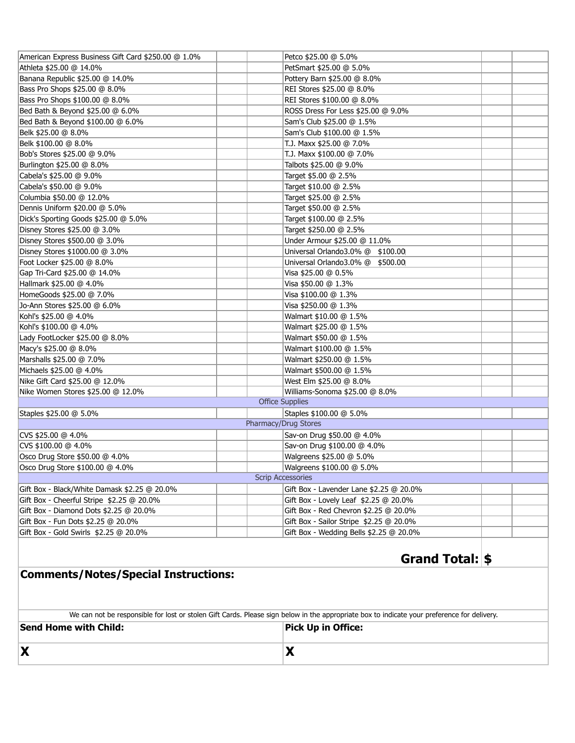| | | | | | |
|---|---|---|---|---|---|
| American Express Business Gift Card $250.00 @ 1.0% | | | Petco $25.00 @ 5.0% | | |
| Athleta $25.00 @ 14.0% | | | PetSmart $25.00 @ 5.0% | | |
| Banana Republic $25.00 @ 14.0% | | | Pottery Barn $25.00 @ 8.0% | | |
| Bass Pro Shops $25.00 @ 8.0% | | | REI Stores $25.00 @ 8.0% | | |
| Bass Pro Shops $100.00 @ 8.0% | | | REI Stores $100.00 @ 8.0% | | |
| Bed Bath & Beyond $25.00 @ 6.0% | | | ROSS Dress For Less $25.00 @ 9.0% | | |
| Bed Bath & Beyond $100.00 @ 6.0% | | | Sam's Club $25.00 @ 1.5% | | |
| Belk $25.00 @ 8.0% | | | Sam's Club $100.00 @ 1.5% | | |
| Belk $100.00 @ 8.0% | | | T.J. Maxx $25.00 @ 7.0% | | |
| Bob's Stores $25.00 @ 9.0% | | | T.J. Maxx $100.00 @ 7.0% | | |
| Burlington $25.00 @ 8.0% | | | Talbots $25.00 @ 9.0% | | |
| Cabela's $25.00 @ 9.0% | | | Target $5.00 @ 2.5% | | |
| Cabela's $50.00 @ 9.0% | | | Target $10.00 @ 2.5% | | |
| Columbia $50.00 @ 12.0% | | | Target $25.00 @ 2.5% | | |
| Dennis Uniform $20.00 @ 5.0% | | | Target $50.00 @ 2.5% | | |
| Dick's Sporting Goods $25.00 @ 5.0% | | | Target $100.00 @ 2.5% | | |
| Disney Stores $25.00 @ 3.0% | | | Target $250.00 @ 2.5% | | |
| Disney Stores $500.00 @ 3.0% | | | Under Armour $25.00 @ 11.0% | | |
| Disney Stores $1000.00 @ 3.0% | | | Universal Orlando3.0% @ $100.00 | | |
| Foot Locker $25.00 @ 8.0% | | | Universal Orlando3.0% @ $500.00 | | |
| Gap Tri-Card $25.00 @ 14.0% | | | Visa $25.00 @ 0.5% | | |
| Hallmark $25.00 @ 4.0% | | | Visa $50.00 @ 1.3% | | |
| HomeGoods $25.00 @ 7.0% | | | Visa $100.00 @ 1.3% | | |
| Jo-Ann Stores $25.00 @ 6.0% | | | Visa $250.00 @ 1.3% | | |
| Kohl's $25.00 @ 4.0% | | | Walmart $10.00 @ 1.5% | | |
| Kohl's $100.00 @ 4.0% | | | Walmart $25.00 @ 1.5% | | |
| Lady FootLocker $25.00 @ 8.0% | | | Walmart $50.00 @ 1.5% | | |
| Macy's $25.00 @ 8.0% | | | Walmart $100.00 @ 1.5% | | |
| Marshalls $25.00 @ 7.0% | | | Walmart $250.00 @ 1.5% | | |
| Michaels $25.00 @ 4.0% | | | Walmart $500.00 @ 1.5% | | |
| Nike Gift Card $25.00 @ 12.0% | | | West Elm $25.00 @ 8.0% | | |
| Nike Women Stores $25.00 @ 12.0% | | | Williams-Sonoma $25.00 @ 8.0% | | |
| Office Supplies | | | | | |
| Staples $25.00 @ 5.0% | | | Staples $100.00 @ 5.0% | | |
| Pharmacy/Drug Stores | | | | | |
| CVS $25.00 @ 4.0% | | | Sav-on Drug $50.00 @ 4.0% | | |
| CVS $100.00 @ 4.0% | | | Sav-on Drug $100.00 @ 4.0% | | |
| Osco Drug Store $50.00 @ 4.0% | | | Walgreens $25.00 @ 5.0% | | |
| Osco Drug Store $100.00 @ 4.0% | | | Walgreens $100.00 @ 5.0% | | |
| Scrip Accessories | | | | | |
| Gift Box - Black/White Damask $2.25 @ 20.0% | | | Gift Box - Lavender Lane $2.25 @ 20.0% | | |
| Gift Box - Cheerful Stripe $2.25 @ 20.0% | | | Gift Box - Lovely Leaf $2.25 @ 20.0% | | |
| Gift Box - Diamond Dots $2.25 @ 20.0% | | | Gift Box - Red Chevron $2.25 @ 20.0% | | |
| Gift Box - Fun Dots $2.25 @ 20.0% | | | Gift Box - Sailor Stripe $2.25 @ 20.0% | | |
| Gift Box - Gold Swirls $2.25 @ 20.0% | | | Gift Box - Wedding Bells $2.25 @ 20.0% | | |

**Grand Total: $**

**Comments/Notes/Special Instructions:**

We can not be responsible for lost or stolen Gift Cards. Please sign below in the appropriate box to indicate your preference for delivery.

| Send Home with Child: | Pick Up in Office: |
|---|---|
| **X** | **X** |